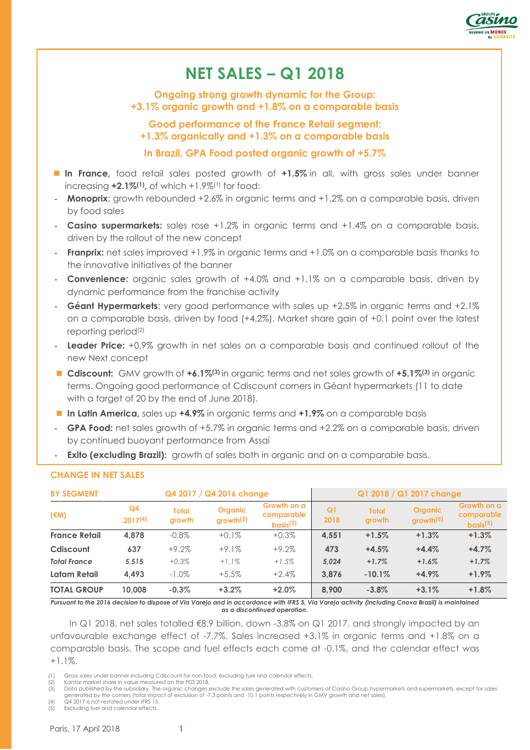# NET SALES – Q1 2018

**Ongoing strong growth dynamic for the Group: +3.1% organic growth and +1.8% on a comparable basis**

**Good performance of the France Retail segment: +1.3% organically and +1.3% on a comparable basis**

**In Brazil, GPA Food posted organic growth of +5.7%**

- **In France,** food retail sales posted growth of **+1.5%** in all, with gross sales under banner increasing **+2.1%[1],** of which +1.9%[1] for food:
  - **Monoprix**: growth rebounded +2.6% in organic terms and +1.2% on a comparable basis, driven by food sales
  - **Casino supermarkets:** sales rose +1.2% in organic terms and +1.4% on a comparable basis, driven by the rollout of the new concept
  - **Franprix:** net sales improved +1.9% in organic terms and +1.0% on a comparable basis thanks to the innovative initiatives of the banner
  - **Convenience:** organic sales growth of +4.0% and +1.1% on a comparable basis, driven by dynamic performance from the franchise activity
  - **Géant Hypermarkets**: very good performance with sales up +2.5% in organic terms and +2.1% on a comparable basis, driven by food (+4.2%). Market share gain of +0.1 point over the latest reporting period[2]
  - **Leader Price:** +0.9% growth in net sales on a comparable basis and continued rollout of the new Next concept
- **Cdiscount:** GMV growth of **+6.1%[3]** in organic terms and net sales growth of **+5.1%[3]** in organic terms. Ongoing good performance of Cdiscount corners in Géant hypermarkets (11 to date with a target of 20 by the end of June 2018).
- **In Latin America,** sales up **+4.9%** in organic terms and **+1.9%** on a comparable basis
  - **GPA Food:** net sales growth of +5.7% in organic terms and +2.2% on a comparable basis, driven by continued buoyant performance from Assaí
  - **Exito (excluding Brazil):** growth of sales both in organic and on a comparable basis.

## CHANGE IN NET SALES

| BY SEGMENT | Q4 2017 / Q4 2016 change | | | | Q1 2018 / Q1 2017 change | | | |
|---|---|---|---|---|---|---|---|---|
| (€M) | Q4 2017[4] | Total growth | Organic growth[5] | Growth on a comparable basis[5] | Q1 2018 | Total growth | Organic growth[5] | Growth on a comparable basis[5] |
| **France Retail** | **4,878** | -0.8% | +0.1% | +0.3% | **4,551** | **+1.5%** | **+1.3%** | **+1.3%** |
| **Cdiscount** | **637** | +9.2% | +9.1% | +9.2% | **473** | **+4.5%** | **+4.4%** | **+4.7%** |
| *Total France* | *5,515* | *+0.3%* | *+1.1%* | *+1.5%* | *5,024* | *+1.7%* | *+1.6%* | *+1.7%* |
| **Latam Retail** | **4,493** | -1.0% | +5.5% | +2.4% | **3,876** | **-10.1%** | **+4.9%** | **+1.9%** |
| **TOTAL GROUP** | **10,008** | **-0.3%** | **+3.2%** | **+2.0%** | **8,900** | **-3.8%** | **+3.1%** | **+1.8%** |

***Pursuant to the 2016 decision to dispose of Via Varejo and in accordance with IFRS 5, Via Varejo activity (including Cnova Brazil) is maintained as a discontinued operation.***

In Q1 2018, net sales totalled €8.9 billion, down -3.8% on Q1 2017, and strongly impacted by an unfavourable exchange effect of -7.7%. Sales increased +3.1% in organic terms and +1.8% on a comparable basis. The scope and fuel effects each come at -0.1%, and the calendar effect was +1.1%.

(1) Gross sales under banner including Cdiscount for non-food, excluding fuel and calendar effects.
(2) Kantar market share in value measured on the P03 2018.
(3) Data published by the subsidiary. The organic changes exclude the sales generated with customers of Casino Group hypermarkets and supermarkets, except for sales generated by the corners (total impact of exclusion of -7.3 points and -10.1 points respectively in GMV growth and net sales).
(4) Q4 2017 is not restated under IFRS 15.
(5) Excluding fuel and calendar effects.

Paris, 17 April 2018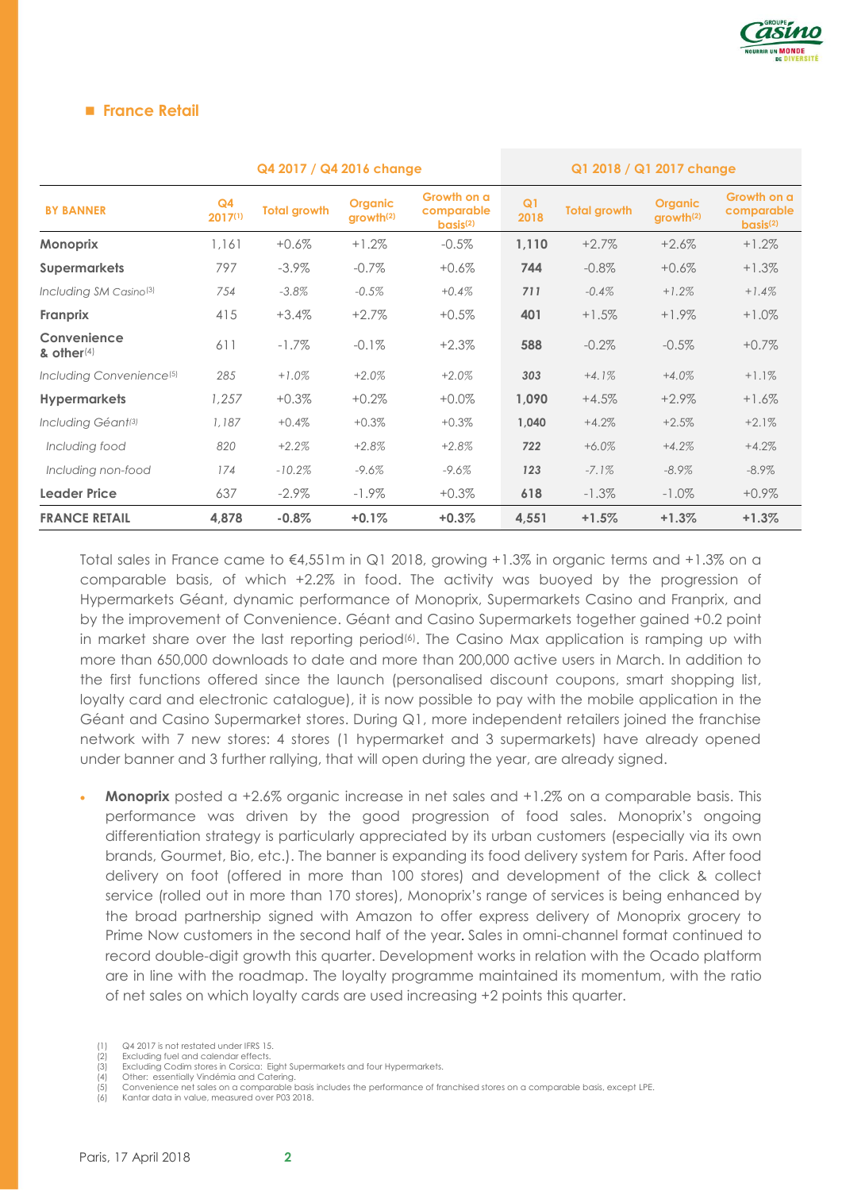## France Retail

| BY BANNER | Q4 2017 / Q4 2016 change | | | | Q1 2018 / Q1 2017 change | | | |
|---|---|---|---|---|---|---|---|---|
| | Q4 2017[1] | Total growth | Organic growth[2] | Growth on a comparable basis[2] | Q1 2018 | Total growth | Organic growth[2] | Growth on a comparable basis[2] |
| **Monoprix** | 1,161 | +0.6% | +1.2% | -0.5% | **1,110** | +2.7% | +2.6% | +1.2% |
| **Supermarkets** | 797 | -3.9% | -0.7% | +0.6% | **744** | -0.8% | +0.6% | +1.3% |
| *Including SM Casino[3]* | *754* | *-3.8%* | *-0.5%* | *+0.4%* | ***711*** | *-0.4%* | *+1.2%* | *+1.4%* |
| **Franprix** | 415 | +3.4% | +2.7% | +0.5% | **401** | +1.5% | +1.9% | +1.0% |
| **Convenience & other[4]** | 611 | -1.7% | -0.1% | +2.3% | **588** | -0.2% | -0.5% | +0.7% |
| *Including Convenience[5]* | *285* | *+1.0%* | *+2.0%* | *+2.0%* | ***303*** | *+4.1%* | *+4.0%* | *+1.1%* |
| **Hypermarkets** | 1,257 | +0.3% | +0.2% | +0.0% | **1,090** | +4.5% | +2.9% | +1.6% |
| *Including Géant[3]* | *1,187* | *+0.4%* | *+0.3%* | *+0.3%* | **1,040** | +4.2% | +2.5% | +2.1% |
| *Including food* | *820* | *+2.2%* | *+2.8%* | *+2.8%* | ***722*** | *+6.0%* | *+4.2%* | *+4.2%* |
| *Including non-food* | *174* | *-10.2%* | *-9.6%* | *-9.6%* | ***123*** | *-7.1%* | *-8.9%* | *-8.9%* |
| **Leader Price** | 637 | -2.9% | -1.9% | +0.3% | **618** | -1.3% | -1.0% | +0.9% |
| **FRANCE RETAIL** | **4,878** | **-0.8%** | **+0.1%** | **+0.3%** | **4,551** | **+1.5%** | **+1.3%** | **+1.3%** |

Total sales in France came to €4,551m in Q1 2018, growing +1.3% in organic terms and +1.3% on a comparable basis, of which +2.2% in food. The activity was buoyed by the progression of Hypermarkets Géant, dynamic performance of Monoprix, Supermarkets Casino and Franprix, and by the improvement of Convenience. Géant and Casino Supermarkets together gained +0.2 point in market share over the last reporting period[6]. The Casino Max application is ramping up with more than 650,000 downloads to date and more than 200,000 active users in March. In addition to the first functions offered since the launch (personalised discount coupons, smart shopping list, loyalty card and electronic catalogue), it is now possible to pay with the mobile application in the Géant and Casino Supermarket stores. During Q1, more independent retailers joined the franchise network with 7 new stores: 4 stores (1 hypermarket and 3 supermarkets) have already opened under banner and 3 further rallying, that will open during the year, are already signed.

- **Monoprix** posted a +2.6% organic increase in net sales and +1.2% on a comparable basis. This performance was driven by the good progression of food sales. Monoprix's ongoing differentiation strategy is particularly appreciated by its urban customers (especially via its own brands, Gourmet, Bio, etc.). The banner is expanding its food delivery system for Paris. After food delivery on foot (offered in more than 100 stores) and development of the click & collect service (rolled out in more than 170 stores), Monoprix's range of services is being enhanced by the broad partnership signed with Amazon to offer express delivery of Monoprix grocery to Prime Now customers in the second half of the year. Sales in omni-channel format continued to record double-digit growth this quarter. Development works in relation with the Ocado platform are in line with the roadmap. The loyalty programme maintained its momentum, with the ratio of net sales on which loyalty cards are used increasing +2 points this quarter.

(1) Q4 2017 is not restated under IFRS 15.
(2) Excluding fuel and calendar effects.
(3) Excluding Codim stores in Corsica: Eight Supermarkets and four Hypermarkets.
(4) Other: essentially Vindémia and Catering.
(5) Convenience net sales on a comparable basis includes the performance of franchised stores on a comparable basis, except LPE.
(6) Kantar data in value, measured over P03 2018.

Paris, 17 April 2018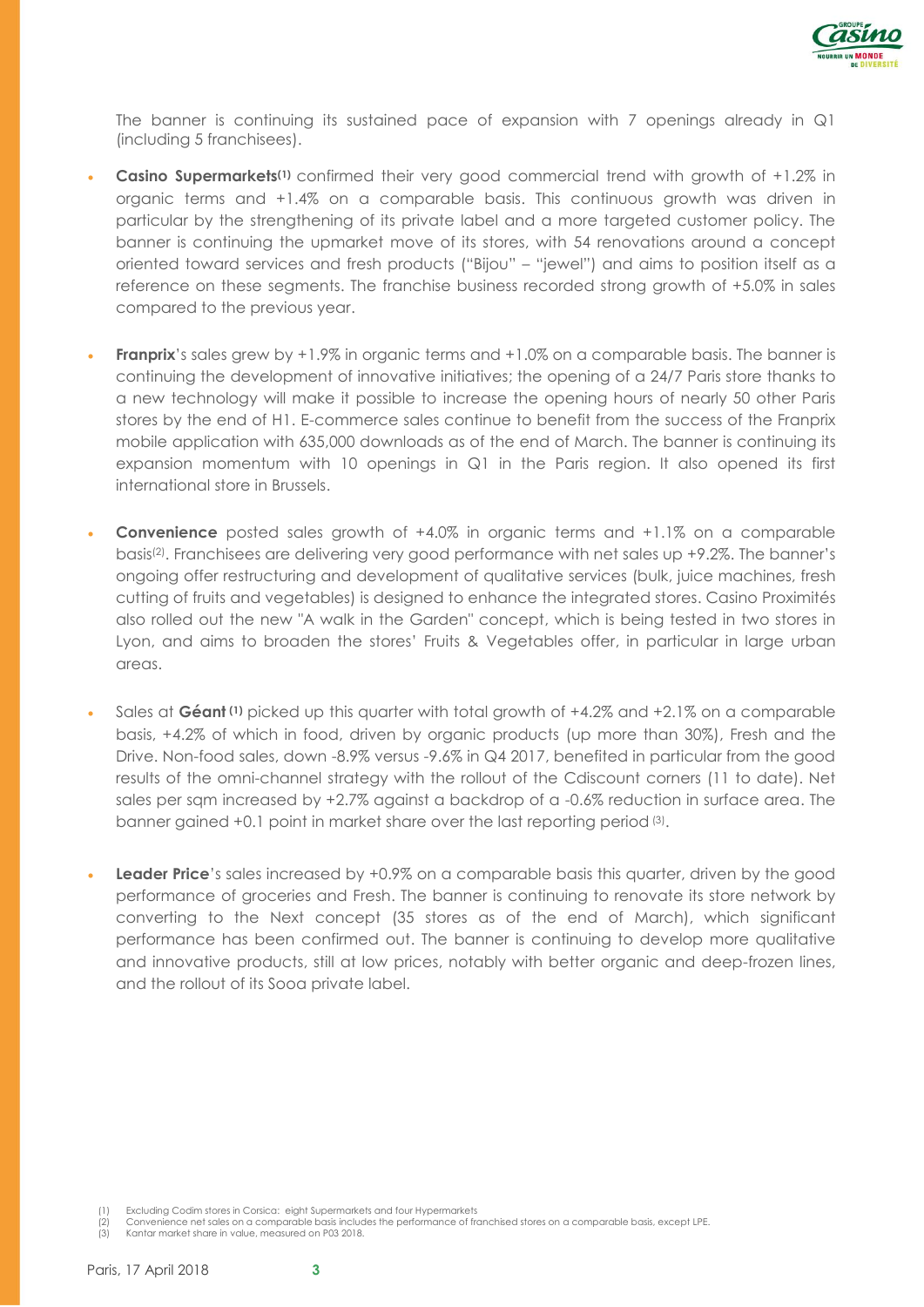The banner is continuing its sustained pace of expansion with 7 openings already in Q1 (including 5 franchisees).

- **Casino Supermarkets**[(1)] confirmed their very good commercial trend with growth of +1.2% in organic terms and +1.4% on a comparable basis. This continuous growth was driven in particular by the strengthening of its private label and a more targeted customer policy. The banner is continuing the upmarket move of its stores, with 54 renovations around a concept oriented toward services and fresh products ("Bijou" – "jewel") and aims to position itself as a reference on these segments. The franchise business recorded strong growth of +5.0% in sales compared to the previous year.

- **Franprix**'s sales grew by +1.9% in organic terms and +1.0% on a comparable basis. The banner is continuing the development of innovative initiatives; the opening of a 24/7 Paris store thanks to a new technology will make it possible to increase the opening hours of nearly 50 other Paris stores by the end of H1. E-commerce sales continue to benefit from the success of the Franprix mobile application with 635,000 downloads as of the end of March. The banner is continuing its expansion momentum with 10 openings in Q1 in the Paris region. It also opened its first international store in Brussels.

- **Convenience** posted sales growth of +4.0% in organic terms and +1.1% on a comparable basis[(2)]. Franchisees are delivering very good performance with net sales up +9.2%. The banner's ongoing offer restructuring and development of qualitative services (bulk, juice machines, fresh cutting of fruits and vegetables) is designed to enhance the integrated stores. Casino Proximités also rolled out the new "A walk in the Garden" concept, which is being tested in two stores in Lyon, and aims to broaden the stores' Fruits & Vegetables offer, in particular in large urban areas.

- Sales at **Géant** [(1)] picked up this quarter with total growth of +4.2% and +2.1% on a comparable basis, +4.2% of which in food, driven by organic products (up more than 30%), Fresh and the Drive. Non-food sales, down -8.9% versus -9.6% in Q4 2017, benefited in particular from the good results of the omni-channel strategy with the rollout of the Cdiscount corners (11 to date). Net sales per sqm increased by +2.7% against a backdrop of a -0.6% reduction in surface area. The banner gained +0.1 point in market share over the last reporting period [(3)].

- **Leader Price**'s sales increased by +0.9% on a comparable basis this quarter, driven by the good performance of groceries and Fresh. The banner is continuing to renovate its store network by converting to the Next concept (35 stores as of the end of March), which significant performance has been confirmed out. The banner is continuing to develop more qualitative and innovative products, still at low prices, notably with better organic and deep-frozen lines, and the rollout of its Sooa private label.

(1) Excluding Codim stores in Corsica: eight Supermarkets and four Hypermarkets
(2) Convenience net sales on a comparable basis includes the performance of franchised stores on a comparable basis, except LPE.
(3) Kantar market share in value, measured on P03 2018.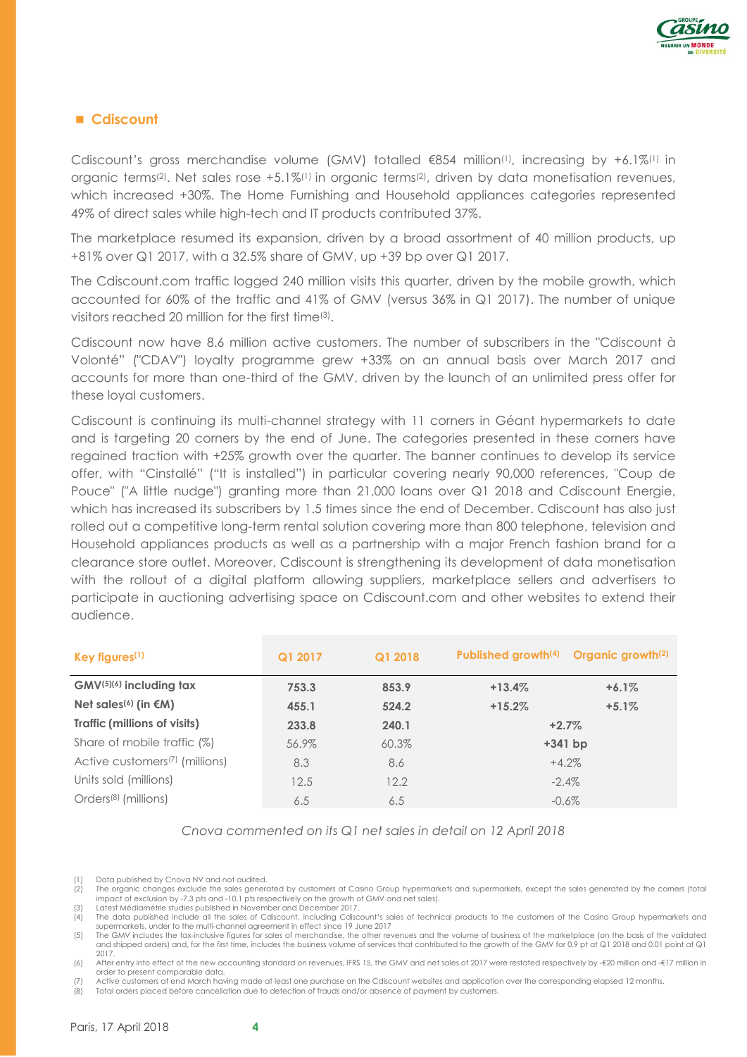## Cdiscount

Cdiscount's gross merchandise volume (GMV) totalled €854 million[(1)], increasing by +6.1%[(1)] in organic terms[(2)]. Net sales rose +5.1%[(1)] in organic terms[(2)], driven by data monetisation revenues, which increased +30%. The Home Furnishing and Household appliances categories represented 49% of direct sales while high-tech and IT products contributed 37%.

The marketplace resumed its expansion, driven by a broad assortment of 40 million products, up +81% over Q1 2017, with a 32.5% share of GMV, up +39 bp over Q1 2017.

The Cdiscount.com traffic logged 240 million visits this quarter, driven by the mobile growth, which accounted for 60% of the traffic and 41% of GMV (versus 36% in Q1 2017). The number of unique visitors reached 20 million for the first time[(3)].

Cdiscount now have 8.6 million active customers. The number of subscribers in the "Cdiscount à Volonté" ("CDAV") loyalty programme grew +33% on an annual basis over March 2017 and accounts for more than one-third of the GMV, driven by the launch of an unlimited press offer for these loyal customers.

Cdiscount is continuing its multi-channel strategy with 11 corners in Géant hypermarkets to date and is targeting 20 corners by the end of June. The categories presented in these corners have regained traction with +25% growth over the quarter. The banner continues to develop its service offer, with "Cinstallé" ("It is installed") in particular covering nearly 90,000 references, "Coup de Pouce" ("A little nudge") granting more than 21,000 loans over Q1 2018 and Cdiscount Energie, which has increased its subscribers by 1.5 times since the end of December. Cdiscount has also just rolled out a competitive long-term rental solution covering more than 800 telephone, television and Household appliances products as well as a partnership with a major French fashion brand for a clearance store outlet. Moreover, Cdiscount is strengthening its development of data monetisation with the rollout of a digital platform allowing suppliers, marketplace sellers and advertisers to participate in auctioning advertising space on Cdiscount.com and other websites to extend their audience.

| Key figures[(1)] | Q1 2017 | Q1 2018 | Published growth[(4)] | Organic growth[(2)] |
|---|---|---|---|---|
| **GMV[(5)(6)] including tax** | **753.3** | **853.9** | **+13.4%** | **+6.1%** |
| **Net sales[(6)] (in €M)** | **455.1** | **524.2** | **+15.2%** | **+5.1%** |
| **Traffic (millions of visits)** | **233.8** | **240.1** | **+2.7%** | |
| Share of mobile traffic (%) | 56.9% | 60.3% | **+341 bp** | |
| Active customers[(7)] (millions) | 8.3 | 8.6 | +4.2% | |
| Units sold (millions) | 12.5 | 12.2 | -2.4% | |
| Orders[(8)] (millions) | 6.5 | 6.5 | -0.6% | |

*Cnova commented on its Q1 net sales in detail on 12 April 2018*

(1) Data published by Cnova NV and not audited.
(2) The organic changes exclude the sales generated by customers at Casino Group hypermarkets and supermarkets, except the sales generated by the corners (total impact of exclusion by -7.3 pts and -10.1 pts respectively on the growth of GMV and net sales).
(3) Latest Médiamétrie studies published in November and December 2017.
(4) The data published include all the sales of Cdiscount, including Cdiscount's sales of technical products to the customers of the Casino Group hypermarkets and supermarkets, under to the multi-channel agreement in effect since 19 June 2017
(5) The GMV includes the tax-inclusive figures for sales of merchandise, the other revenues and the volume of business of the marketplace (on the basis of the validated and shipped orders) and, for the first time, includes the business volume of services that contributed to the growth of the GMV for 0.9 pt at Q1 2018 and 0.01 point at Q1 2017.
(6) After entry into effect of the new accounting standard on revenues, IFRS 15, the GMV and net sales of 2017 were restated respectively by -€20 million and -€17 million in order to present comparable data.
(7) Active customers at end March having made at least one purchase on the Cdiscount websites and application over the corresponding elapsed 12 months.
(8) Total orders placed before cancellation due to detection of frauds and/or absence of payment by customers.

Paris, 17 April 2018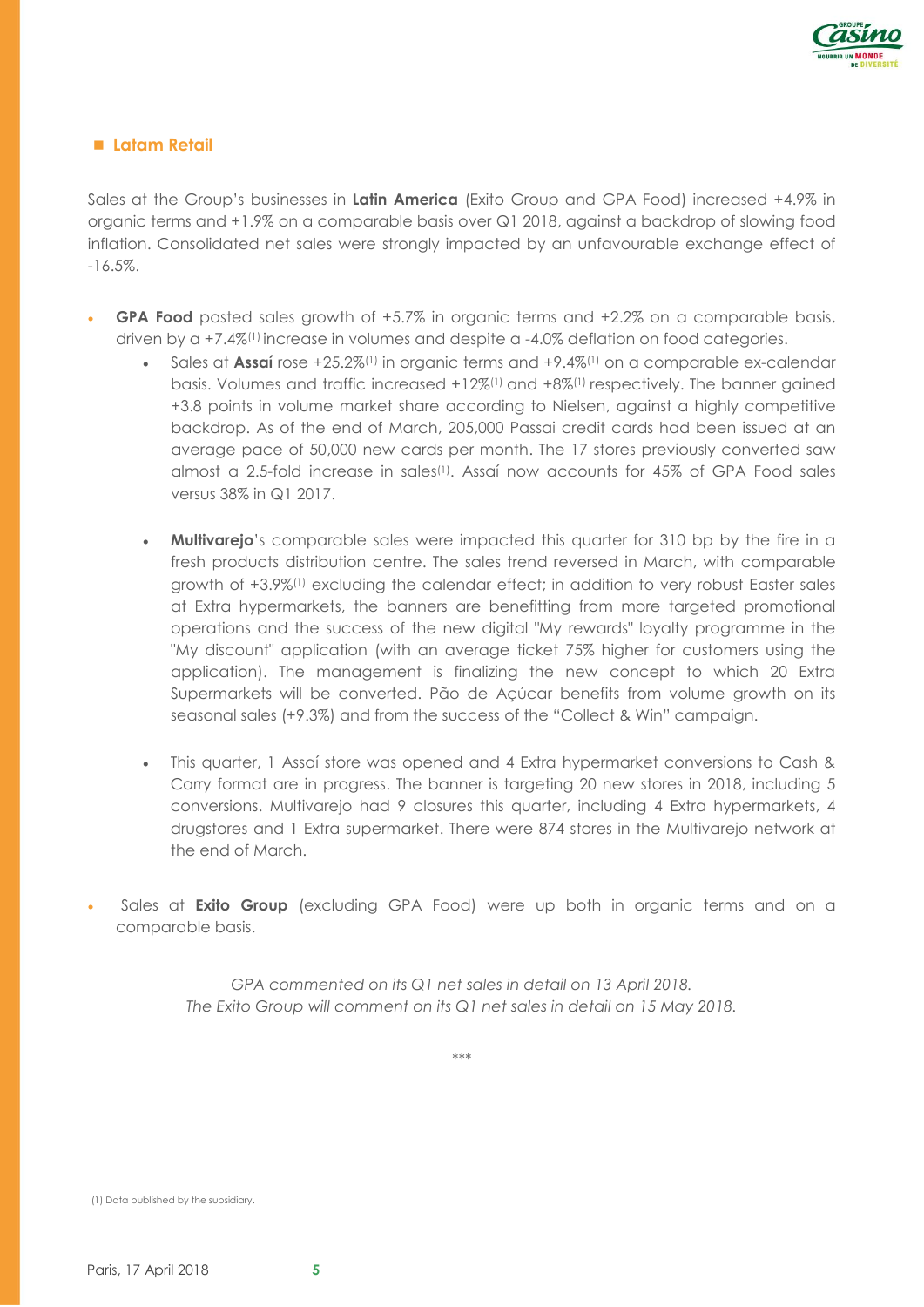## Latam Retail

Sales at the Group's businesses in **Latin America** (Exito Group and GPA Food) increased +4.9% in organic terms and +1.9% on a comparable basis over Q1 2018, against a backdrop of slowing food inflation. Consolidated net sales were strongly impacted by an unfavourable exchange effect of -16.5%.

- **GPA Food** posted sales growth of +5.7% in organic terms and +2.2% on a comparable basis, driven by a +7.4%[1] increase in volumes and despite a -4.0% deflation on food categories.
  - Sales at ***Assaí*** rose +25.2%[1] in organic terms and +9.4%[1] on a comparable ex-calendar basis. Volumes and traffic increased +12%[1] and +8%[1] respectively. The banner gained +3.8 points in volume market share according to Nielsen, against a highly competitive backdrop. As of the end of March, 205,000 Passai credit cards had been issued at an average pace of 50,000 new cards per month. The 17 stores previously converted saw almost a 2.5-fold increase in sales[1]. Assaí now accounts for 45% of GPA Food sales versus 38% in Q1 2017.
  - **Multivarejo**'s comparable sales were impacted this quarter for 310 bp by the fire in a fresh products distribution centre. The sales trend reversed in March, with comparable growth of +3.9%[1] excluding the calendar effect; in addition to very robust Easter sales at Extra hypermarkets, the banners are benefitting from more targeted promotional operations and the success of the new digital "My rewards" loyalty programme in the "My discount" application (with an average ticket 75% higher for customers using the application). The management is finalizing the new concept to which 20 Extra Supermarkets will be converted. Pão de Açúcar benefits from volume growth on its seasonal sales (+9.3%) and from the success of the "Collect & Win" campaign.
  - This quarter, 1 Assaí store was opened and 4 Extra hypermarket conversions to Cash & Carry format are in progress. The banner is targeting 20 new stores in 2018, including 5 conversions. Multivarejo had 9 closures this quarter, including 4 Extra hypermarkets, 4 drugstores and 1 Extra supermarket. There were 874 stores in the Multivarejo network at the end of March.
- Sales at **Exito Group** (excluding GPA Food) were up both in organic terms and on a comparable basis.

*GPA commented on its Q1 net sales in detail on 13 April 2018.*
*The Exito Group will comment on its Q1 net sales in detail on 15 May 2018.*

***

(1) Data published by the subsidiary.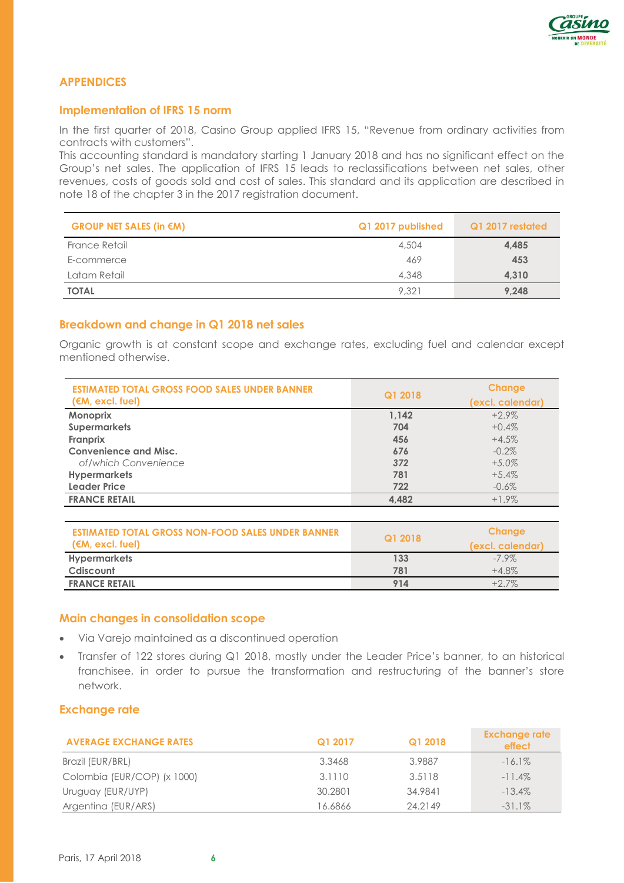## APPENDICES

### Implementation of IFRS 15 norm

In the first quarter of 2018, Casino Group applied IFRS 15, "Revenue from ordinary activities from contracts with customers".

This accounting standard is mandatory starting 1 January 2018 and has no significant effect on the Group's net sales. The application of IFRS 15 leads to reclassifications between net sales, other revenues, costs of goods sold and cost of sales. This standard and its application are described in note 18 of the chapter 3 in the 2017 registration document.

| GROUP NET SALES (in €M) | Q1 2017 published | Q1 2017 restated |
|---|---|---|
| France Retail | 4,504 | **4,485** |
| E-commerce | 469 | **453** |
| Latam Retail | 4,348 | **4,310** |
| **TOTAL** | 9,321 | **9,248** |

### Breakdown and change in Q1 2018 net sales

Organic growth is at constant scope and exchange rates, excluding fuel and calendar except mentioned otherwise.

| ESTIMATED TOTAL GROSS FOOD SALES UNDER BANNER (€M, excl. fuel) | Q1 2018 | Change (excl. calendar) |
|---|---|---|
| **Monoprix** | **1,142** | +2.9% |
| **Supermarkets** | **704** | +0.4% |
| **Franprix** | **456** | +4.5% |
| **Convenience and Misc.** | **676** | -0.2% |
| *of/which Convenience* | **372** | +5.0% |
| **Hypermarkets** | **781** | +5.4% |
| **Leader Price** | **722** | -0.6% |
| **FRANCE RETAIL** | **4,482** | +1.9% |

| ESTIMATED TOTAL GROSS NON-FOOD SALES UNDER BANNER (€M, excl. fuel) | Q1 2018 | Change (excl. calendar) |
|---|---|---|
| **Hypermarkets** | **133** | -7.9% |
| **Cdiscount** | **781** | +4.8% |
| **FRANCE RETAIL** | **914** | +2.7% |

### Main changes in consolidation scope

- Via Varejo maintained as a discontinued operation
- Transfer of 122 stores during Q1 2018, mostly under the Leader Price's banner, to an historical franchisee, in order to pursue the transformation and restructuring of the banner's store network.

### Exchange rate

| AVERAGE EXCHANGE RATES | Q1 2017 | Q1 2018 | Exchange rate effect |
|---|---|---|---|
| Brazil (EUR/BRL) | 3.3468 | 3.9887 | -16.1% |
| Colombia (EUR/COP) (x 1000) | 3.1110 | 3.5118 | -11.4% |
| Uruguay (EUR/UYP) | 30.2801 | 34.9841 | -13.4% |
| Argentina (EUR/ARS) | 16.6866 | 24.2149 | -31.1% |

Paris, 17 April 2018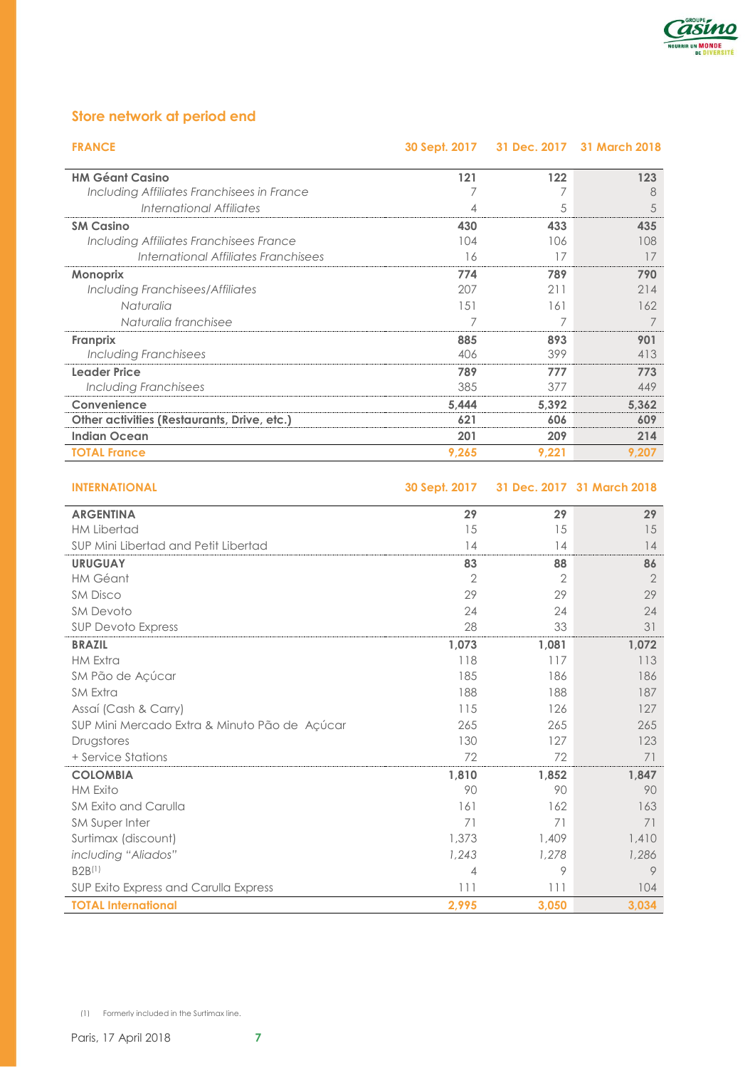## Store network at period end

| FRANCE | 30 Sept. 2017 | 31 Dec. 2017 | 31 March 2018 |
|---|---|---|---|
| **HM Géant Casino** | **121** | **122** | **123** |
| *Including Affiliates Franchisees in France* | 7 | 7 | 8 |
| *International Affiliates* | 4 | 5 | 5 |
| **SM Casino** | **430** | **433** | **435** |
| *Including Affiliates Franchisees France* | 104 | 106 | 108 |
| *International Affiliates Franchisees* | 16 | 17 | 17 |
| **Monoprix** | **774** | **789** | **790** |
| *Including Franchisees/Affiliates* | 207 | 211 | 214 |
| *Naturalia* | 151 | 161 | 162 |
| *Naturalia franchisee* | 7 | 7 | 7 |
| **Franprix** | **885** | **893** | **901** |
| *Including Franchisees* | 406 | 399 | 413 |
| **Leader Price** | **789** | **777** | **773** |
| *Including Franchisees* | 385 | 377 | 449 |
| **Convenience** | **5,444** | **5,392** | **5,362** |
| **Other activities (Restaurants, Drive, etc.)** | **621** | **606** | **609** |
| **Indian Ocean** | **201** | **209** | **214** |
| **TOTAL France** | **9,265** | **9,221** | **9,207** |

| INTERNATIONAL | 30 Sept. 2017 | 31 Dec. 2017 | 31 March 2018 |
|---|---|---|---|
| **ARGENTINA** | **29** | **29** | **29** |
| HM Libertad | 15 | 15 | 15 |
| SUP Mini Libertad and Petit Libertad | 14 | 14 | 14 |
| **URUGUAY** | **83** | **88** | **86** |
| HM Géant | 2 | 2 | 2 |
| SM Disco | 29 | 29 | 29 |
| SM Devoto | 24 | 24 | 24 |
| SUP Devoto Express | 28 | 33 | 31 |
| **BRAZIL** | **1,073** | **1,081** | **1,072** |
| HM Extra | 118 | 117 | 113 |
| SM Pão de Açúcar | 185 | 186 | 186 |
| SM Extra | 188 | 188 | 187 |
| Assaí (Cash & Carry) | 115 | 126 | 127 |
| SUP Mini Mercado Extra & Minuto Pão de Açúcar | 265 | 265 | 265 |
| Drugstores | 130 | 127 | 123 |
| + Service Stations | 72 | 72 | 71 |
| **COLOMBIA** | **1,810** | **1,852** | **1,847** |
| HM Exito | 90 | 90 | 90 |
| SM Exito and Carulla | 161 | 162 | 163 |
| SM Super Inter | 71 | 71 | 71 |
| Surtimax (discount) | 1,373 | 1,409 | 1,410 |
| *including "Aliados"* | *1,243* | *1,278* | *1,286* |
| B2B[1] | 4 | 9 | 9 |
| SUP Exito Express and Carulla Express | 111 | 111 | 104 |
| **TOTAL International** | **2,995** | **3,050** | **3,034** |

(1) Formerly included in the Surtimax line.

Paris, 17 April 2018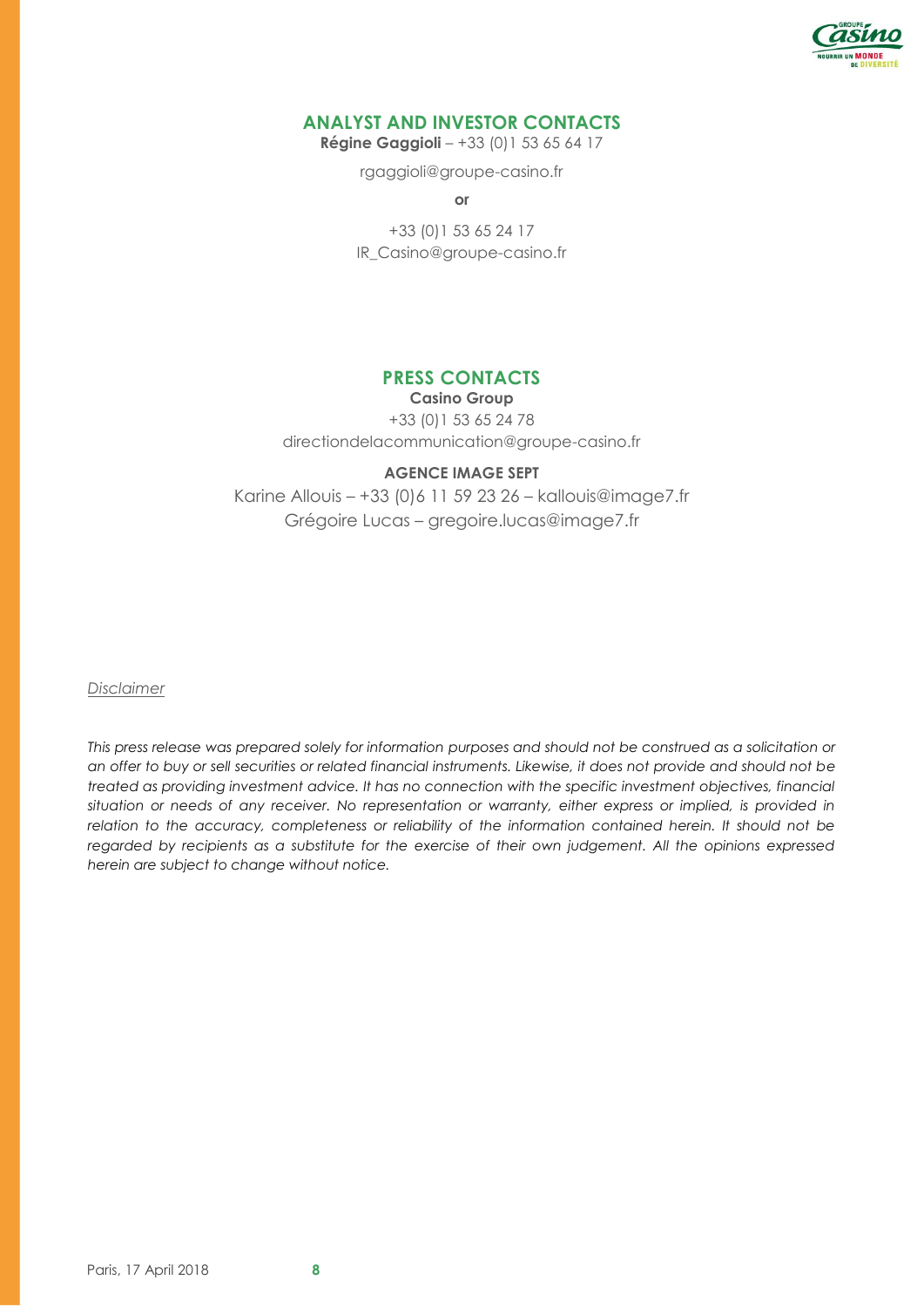## ANALYST AND INVESTOR CONTACTS

**Régine Gaggioli** – +33 (0)1 53 65 64 17

rgaggioli@groupe-casino.fr

**or**

+33 (0)1 53 65 24 17
IR_Casino@groupe-casino.fr

## PRESS CONTACTS

**Casino Group**

+33 (0)1 53 65 24 78
directiondelacommunication@groupe-casino.fr

**AGENCE IMAGE SEPT**

Karine Allouis – +33 (0)6 11 59 23 26 – kallouis@image7.fr
Grégoire Lucas – gregoire.lucas@image7.fr

*Disclaimer*

*This press release was prepared solely for information purposes and should not be construed as a solicitation or an offer to buy or sell securities or related financial instruments. Likewise, it does not provide and should not be treated as providing investment advice. It has no connection with the specific investment objectives, financial situation or needs of any receiver. No representation or warranty, either express or implied, is provided in relation to the accuracy, completeness or reliability of the information contained herein. It should not be regarded by recipients as a substitute for the exercise of their own judgement. All the opinions expressed herein are subject to change without notice.*